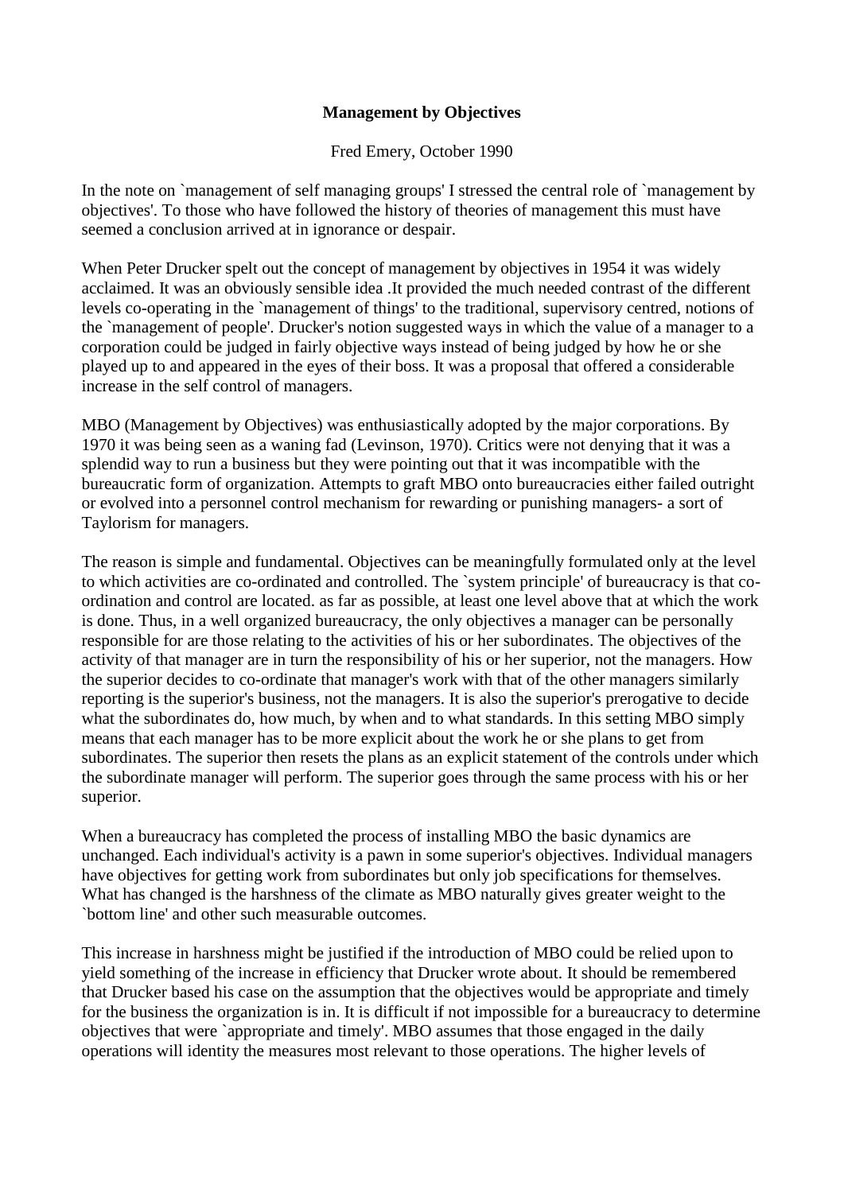**Management by Objectives**

Fred Emery, October 1990

In the note on `management of self managing groups' I stressed the central role of `management by objectives'. To those who have followed the history of theories of management this must have seemed a conclusion arrived at in ignorance or despair.

When Peter Drucker spelt out the concept of management by objectives in 1954 it was widely acclaimed. It was an obviously sensible idea .It provided the much needed contrast of the different levels co-operating in the `management of things' to the traditional, supervisory centred, notions of the `management of people'. Drucker's notion suggested ways in which the value of a manager to a corporation could be judged in fairly objective ways instead of being judged by how he or she played up to and appeared in the eyes of their boss. It was a proposal that offered a considerable increase in the self control of managers.

MBO (Management by Objectives) was enthusiastically adopted by the major corporations. By 1970 it was being seen as a waning fad (Levinson, 1970). Critics were not denying that it was a splendid way to run a business but they were pointing out that it was incompatible with the bureaucratic form of organization. Attempts to graft MBO onto bureaucracies either failed outright or evolved into a personnel control mechanism for rewarding or punishing managers- a sort of Taylorism for managers.

The reason is simple and fundamental. Objectives can be meaningfully formulated only at the level to which activities are co-ordinated and controlled. The `system principle' of bureaucracy is that co-ordination and control are located. as far as possible, at least one level above that at which the work is done. Thus, in a well organized bureaucracy, the only objectives a manager can be personally responsible for are those relating to the activities of his or her subordinates. The objectives of the activity of that manager are in turn the responsibility of his or her superior, not the managers. How the superior decides to co-ordinate that manager's work with that of the other managers similarly reporting is the superior's business, not the managers. It is also the superior's prerogative to decide what the subordinates do, how much, by when and to what standards. In this setting MBO simply means that each manager has to be more explicit about the work he or she plans to get from subordinates. The superior then resets the plans as an explicit statement of the controls under which the subordinate manager will perform. The superior goes through the same process with his or her superior.

When a bureaucracy has completed the process of installing MBO the basic dynamics are unchanged. Each individual's activity is a pawn in some superior's objectives. Individual managers have objectives for getting work from subordinates but only job specifications for themselves. What has changed is the harshness of the climate as MBO naturally gives greater weight to the `bottom line' and other such measurable outcomes.

This increase in harshness might be justified if the introduction of MBO could be relied upon to yield something of the increase in efficiency that Drucker wrote about. It should be remembered that Drucker based his case on the assumption that the objectives would be appropriate and timely for the business the organization is in. It is difficult if not impossible for a bureaucracy to determine objectives that were `appropriate and timely'. MBO assumes that those engaged in the daily operations will identity the measures most relevant to those operations. The higher levels of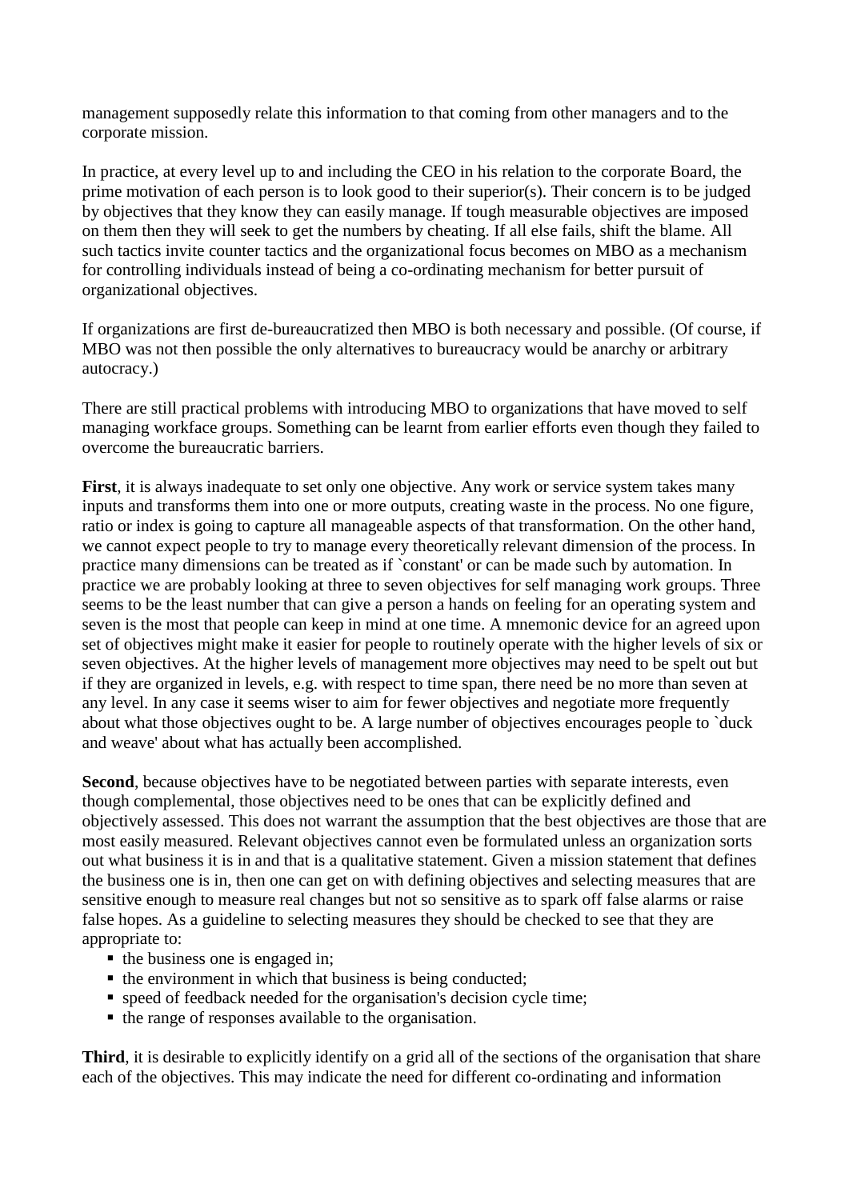management supposedly relate this information to that coming from other managers and to the corporate mission.

In practice, at every level up to and including the CEO in his relation to the corporate Board, the prime motivation of each person is to look good to their superior(s). Their concern is to be judged by objectives that they know they can easily manage. If tough measurable objectives are imposed on them then they will seek to get the numbers by cheating. If all else fails, shift the blame. All such tactics invite counter tactics and the organizational focus becomes on MBO as a mechanism for controlling individuals instead of being a co-ordinating mechanism for better pursuit of organizational objectives.

If organizations are first de-bureaucratized then MBO is both necessary and possible. (Of course, if MBO was not then possible the only alternatives to bureaucracy would be anarchy or arbitrary autocracy.)

There are still practical problems with introducing MBO to organizations that have moved to self managing workface groups. Something can be learnt from earlier efforts even though they failed to overcome the bureaucratic barriers.

**First**, it is always inadequate to set only one objective. Any work or service system takes many inputs and transforms them into one or more outputs, creating waste in the process. No one figure, ratio or index is going to capture all manageable aspects of that transformation. On the other hand, we cannot expect people to try to manage every theoretically relevant dimension of the process. In practice many dimensions can be treated as if `constant' or can be made such by automation. In practice we are probably looking at three to seven objectives for self managing work groups. Three seems to be the least number that can give a person a hands on feeling for an operating system and seven is the most that people can keep in mind at one time. A mnemonic device for an agreed upon set of objectives might make it easier for people to routinely operate with the higher levels of six or seven objectives. At the higher levels of management more objectives may need to be spelt out but if they are organized in levels, e.g. with respect to time span, there need be no more than seven at any level. In any case it seems wiser to aim for fewer objectives and negotiate more frequently about what those objectives ought to be. A large number of objectives encourages people to `duck and weave' about what has actually been accomplished.

**Second**, because objectives have to be negotiated between parties with separate interests, even though complemental, those objectives need to be ones that can be explicitly defined and objectively assessed. This does not warrant the assumption that the best objectives are those that are most easily measured. Relevant objectives cannot even be formulated unless an organization sorts out what business it is in and that is a qualitative statement. Given a mission statement that defines the business one is in, then one can get on with defining objectives and selecting measures that are sensitive enough to measure real changes but not so sensitive as to spark off false alarms or raise false hopes. As a guideline to selecting measures they should be checked to see that they are appropriate to:

- the business one is engaged in;
- the environment in which that business is being conducted;
- speed of feedback needed for the organisation's decision cycle time;
- the range of responses available to the organisation.

**Third**, it is desirable to explicitly identify on a grid all of the sections of the organisation that share each of the objectives. This may indicate the need for different co-ordinating and information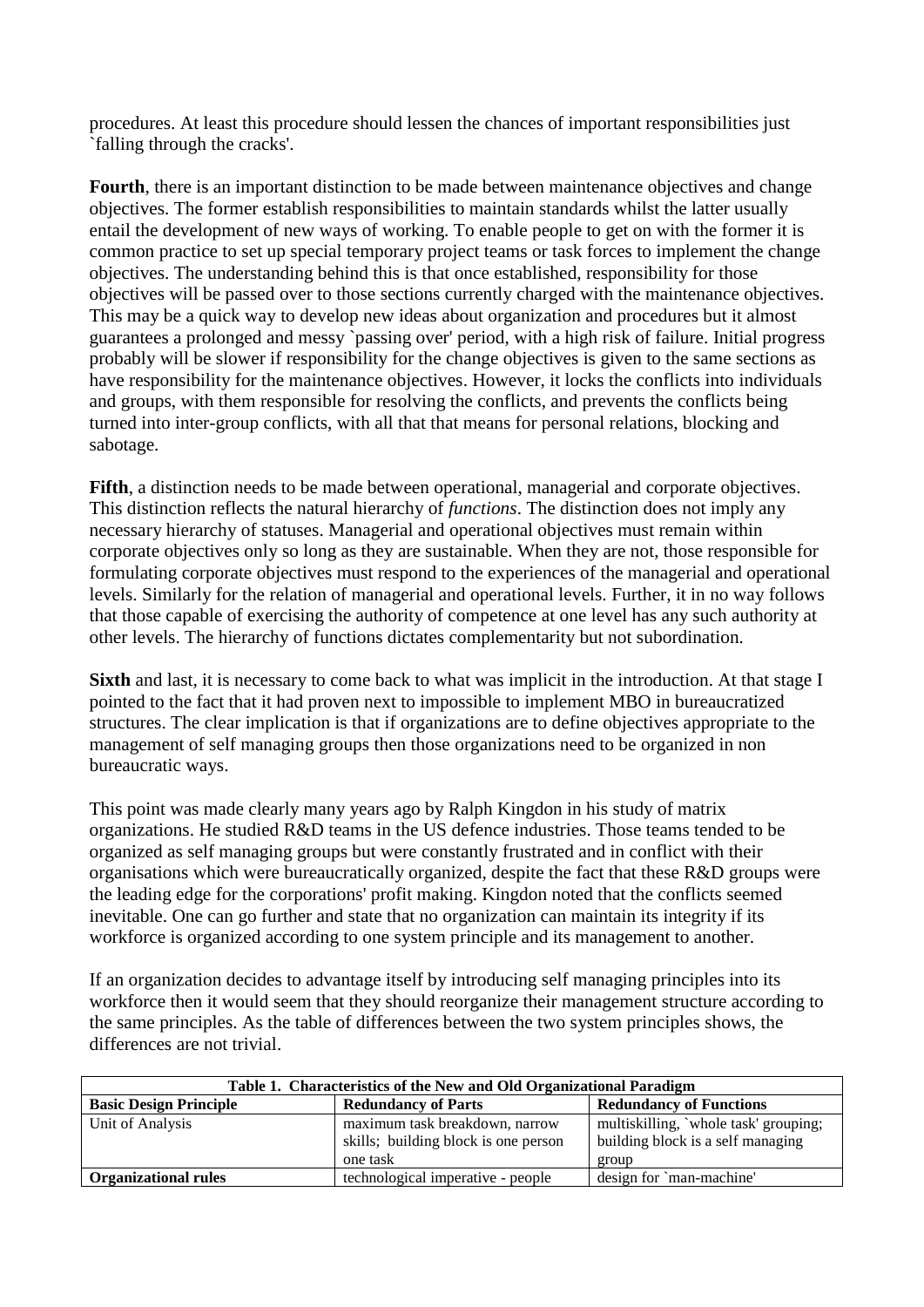procedures. At least this procedure should lessen the chances of important responsibilities just `falling through the cracks'.

**Fourth**, there is an important distinction to be made between maintenance objectives and change objectives. The former establish responsibilities to maintain standards whilst the latter usually entail the development of new ways of working. To enable people to get on with the former it is common practice to set up special temporary project teams or task forces to implement the change objectives. The understanding behind this is that once established, responsibility for those objectives will be passed over to those sections currently charged with the maintenance objectives. This may be a quick way to develop new ideas about organization and procedures but it almost guarantees a prolonged and messy `passing over' period, with a high risk of failure. Initial progress probably will be slower if responsibility for the change objectives is given to the same sections as have responsibility for the maintenance objectives. However, it locks the conflicts into individuals and groups, with them responsible for resolving the conflicts, and prevents the conflicts being turned into inter-group conflicts, with all that that means for personal relations, blocking and sabotage.

**Fifth**, a distinction needs to be made between operational, managerial and corporate objectives. This distinction reflects the natural hierarchy of *functions*. The distinction does not imply any necessary hierarchy of statuses. Managerial and operational objectives must remain within corporate objectives only so long as they are sustainable. When they are not, those responsible for formulating corporate objectives must respond to the experiences of the managerial and operational levels. Similarly for the relation of managerial and operational levels. Further, it in no way follows that those capable of exercising the authority of competence at one level has any such authority at other levels. The hierarchy of functions dictates complementarity but not subordination.

**Sixth** and last, it is necessary to come back to what was implicit in the introduction. At that stage I pointed to the fact that it had proven next to impossible to implement MBO in bureaucratized structures. The clear implication is that if organizations are to define objectives appropriate to the management of self managing groups then those organizations need to be organized in non bureaucratic ways.

This point was made clearly many years ago by Ralph Kingdon in his study of matrix organizations. He studied R&D teams in the US defence industries. Those teams tended to be organized as self managing groups but were constantly frustrated and in conflict with their organisations which were bureaucratically organized, despite the fact that these R&D groups were the leading edge for the corporations' profit making. Kingdon noted that the conflicts seemed inevitable. One can go further and state that no organization can maintain its integrity if its workforce is organized according to one system principle and its management to another.

If an organization decides to advantage itself by introducing self managing principles into its workforce then it would seem that they should reorganize their management structure according to the same principles. As the table of differences between the two system principles shows, the differences are not trivial.

**Table 1. Characteristics of the New and Old Organizational Paradigm**

| **Basic Design Principle** | **Redundancy of Parts** | **Redundancy of Functions** |
|---|---|---|
| Unit of Analysis | maximum task breakdown, narrow skills; building block is one person one task | multiskilling, `whole task' grouping; building block is a self managing group |
| **Organizational rules** | technological imperative - people | design for `man-machine' |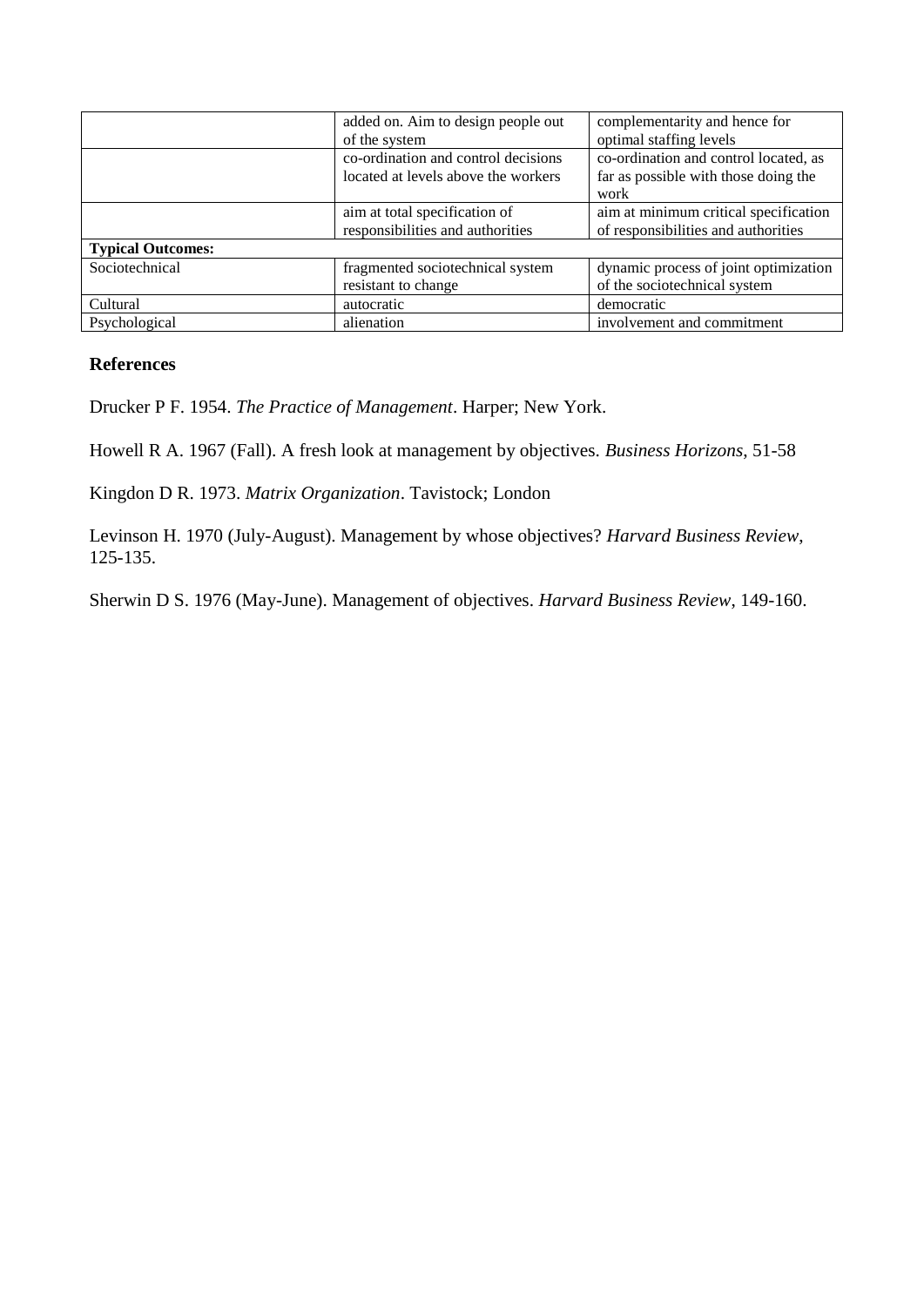| | | |
|---|---|---|
| | added on. Aim to design people out of the system | complementarity and hence for optimal staffing levels |
| | co-ordination and control decisions located at levels above the workers | co-ordination and control located, as far as possible with those doing the work |
| | aim at total specification of responsibilities and authorities | aim at minimum critical specification of responsibilities and authorities |
| **Typical Outcomes:** | | |
| Sociotechnical | fragmented sociotechnical system resistant to change | dynamic process of joint optimization of the sociotechnical system |
| Cultural | autocratic | democratic |
| Psychological | alienation | involvement and commitment |

### References

Drucker P F. 1954. *The Practice of Management*. Harper; New York.

Howell R A. 1967 (Fall). A fresh look at management by objectives. *Business Horizons,* 51-58

Kingdon D R. 1973. *Matrix Organization*. Tavistock; London

Levinson H. 1970 (July-August). Management by whose objectives? *Harvard Business Review*, 125-135.

Sherwin D S. 1976 (May-June). Management of objectives. *Harvard Business Review*, 149-160.